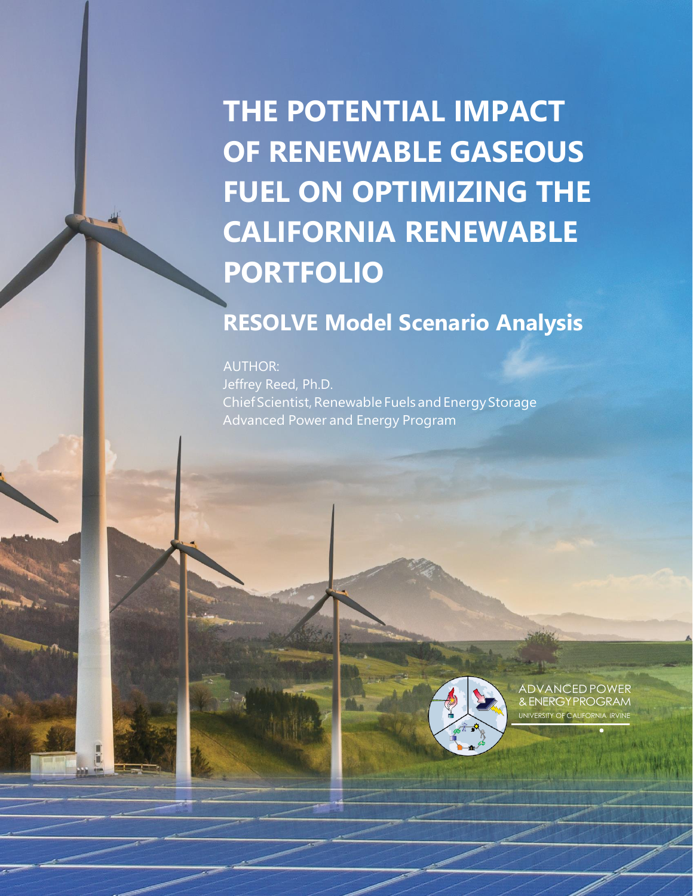# THE POTENTIAL IMPACT OF RENEWABLE GASEOUS FUEL ON OPTIMIZING THE CALIFORNIA RENEWABLE PORTFOLIO

## RESOLVE Model Scenario Analysis

AUTHOR:
Jeffrey Reed, Ph.D.
Chief Scientist, Renewable Fuels and Energy Storage
Advanced Power and Energy Program

ADVANCED POWER & ENERGY PROGRAM
UNIVERSITY OF CALIFORNIA IRVINE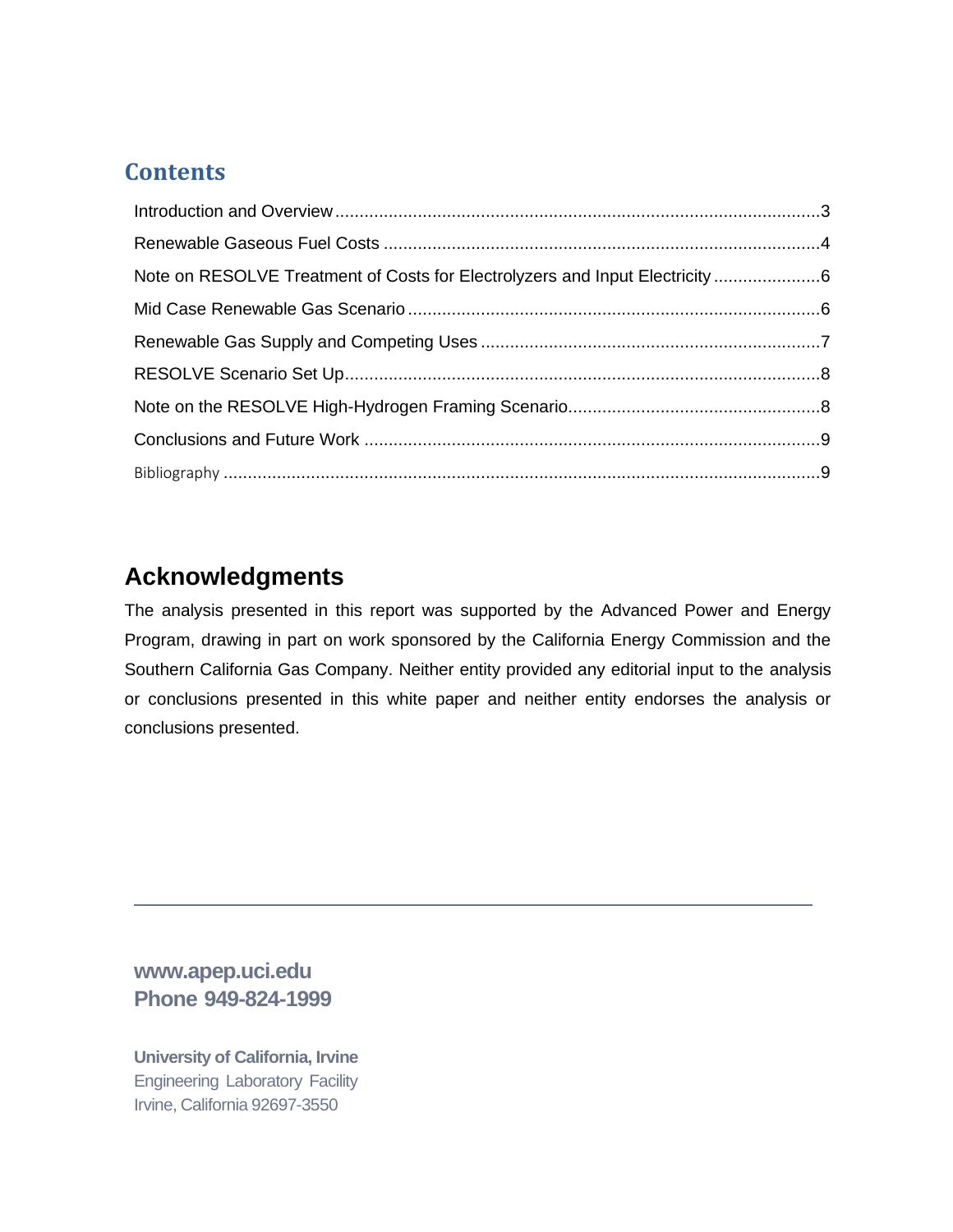## Contents

Introduction and Overview ........................................................................................................3

Renewable Gaseous Fuel Costs ...............................................................................................4

Note on RESOLVE Treatment of Costs for Electrolyzers and Input Electricity ......................6

Mid Case Renewable Gas Scenario .........................................................................................6

Renewable Gas Supply and Competing Uses ..........................................................................7

RESOLVE Scenario Set Up.......................................................................................................8

Note on the RESOLVE High-Hydrogen Framing Scenario.......................................................8

Conclusions and Future Work ...................................................................................................9

Bibliography ..............................................................................................................................9

## Acknowledgments

The analysis presented in this report was supported by the Advanced Power and Energy Program, drawing in part on work sponsored by the California Energy Commission and the Southern California Gas Company. Neither entity provided any editorial input to the analysis or conclusions presented in this white paper and neither entity endorses the analysis or conclusions presented.

---

**www.apep.uci.edu**
**Phone 949-824-1999**

**University of California, Irvine**
Engineering Laboratory Facility
Irvine, California 92697-3550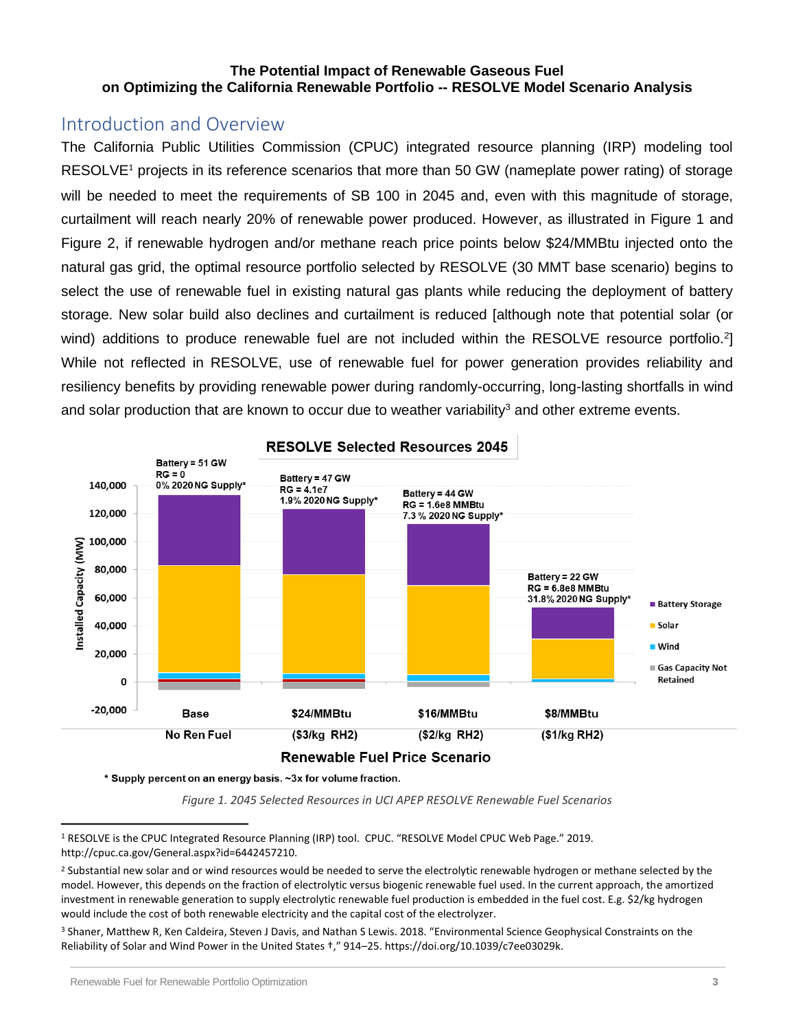**The Potential Impact of Renewable Gaseous Fuel on Optimizing the California Renewable Portfolio -- RESOLVE Model Scenario Analysis**

## Introduction and Overview

The California Public Utilities Commission (CPUC) integrated resource planning (IRP) modeling tool RESOLVE[1] projects in its reference scenarios that more than 50 GW (nameplate power rating) of storage will be needed to meet the requirements of SB 100 in 2045 and, even with this magnitude of storage, curtailment will reach nearly 20% of renewable power produced. However, as illustrated in Figure 1 and Figure 2, if renewable hydrogen and/or methane reach price points below $24/MMBtu injected onto the natural gas grid, the optimal resource portfolio selected by RESOLVE (30 MMT base scenario) begins to select the use of renewable fuel in existing natural gas plants while reducing the deployment of battery storage. New solar build also declines and curtailment is reduced [although note that potential solar (or wind) additions to produce renewable fuel are not included within the RESOLVE resource portfolio.[2]] While not reflected in RESOLVE, use of renewable fuel for power generation provides reliability and resiliency benefits by providing renewable power during randomly-occurring, long-lasting shortfalls in wind and solar production that are known to occur due to weather variability[3] and other extreme events.

\* Supply percent on an energy basis. ~3x for volume fraction.

*Figure 1. 2045 Selected Resources in UCI APEP RESOLVE Renewable Fuel Scenarios*

---

[1] RESOLVE is the CPUC Integrated Resource Planning (IRP) tool. CPUC. "RESOLVE Model CPUC Web Page." 2019. http://cpuc.ca.gov/General.aspx?id=6442457210.

[2] Substantial new solar and or wind resources would be needed to serve the electrolytic renewable hydrogen or methane selected by the model. However, this depends on the fraction of electrolytic versus biogenic renewable fuel used. In the current approach, the amortized investment in renewable generation to supply electrolytic renewable fuel production is embedded in the fuel cost. E.g. $2/kg hydrogen would include the cost of both renewable electricity and the capital cost of the electrolyzer.

[3] Shaner, Matthew R, Ken Caldeira, Steven J Davis, and Nathan S Lewis. 2018. "Environmental Science Geophysical Constraints on the Reliability of Solar and Wind Power in the United States †," 914–25. https://doi.org/10.1039/c7ee03029k.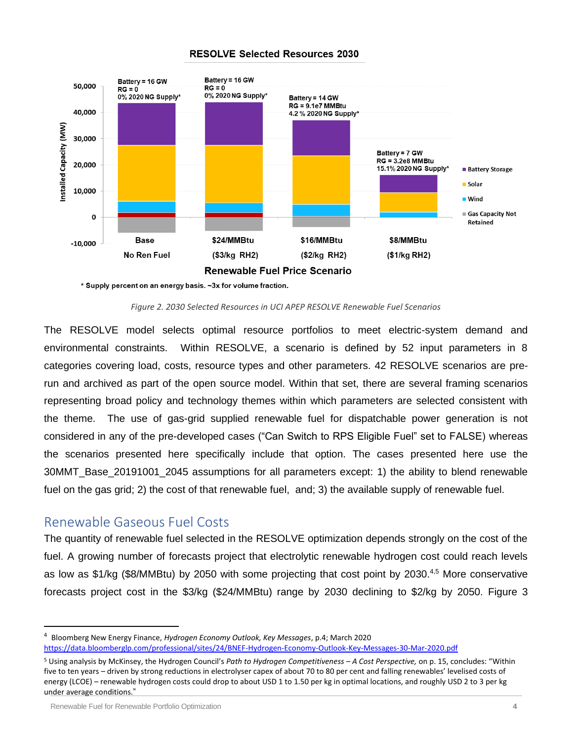Figure 2. 2030 Selected Resources in UCI APEP RESOLVE Renewable Fuel Scenarios

The RESOLVE model selects optimal resource portfolios to meet electric-system demand and environmental constraints. Within RESOLVE, a scenario is defined by 52 input parameters in 8 categories covering load, costs, resource types and other parameters. 42 RESOLVE scenarios are pre-run and archived as part of the open source model. Within that set, there are several framing scenarios representing broad policy and technology themes within which parameters are selected consistent with the theme. The use of gas-grid supplied renewable fuel for dispatchable power generation is not considered in any of the pre-developed cases ("Can Switch to RPS Eligible Fuel" set to FALSE) whereas the scenarios presented here specifically include that option. The cases presented here use the 30MMT_Base_20191001_2045 assumptions for all parameters except: 1) the ability to blend renewable fuel on the gas grid; 2) the cost of that renewable fuel, and; 3) the available supply of renewable fuel.

## Renewable Gaseous Fuel Costs

The quantity of renewable fuel selected in the RESOLVE optimization depends strongly on the cost of the fuel. A growing number of forecasts project that electrolytic renewable hydrogen cost could reach levels as low as $1/kg ($8/MMBtu) by 2050 with some projecting that cost point by 2030.[4,5] More conservative forecasts project cost in the $3/kg ($24/MMBtu) range by 2030 declining to $2/kg by 2050. Figure 3

---

[4] Bloomberg New Energy Finance, *Hydrogen Economy Outlook, Key Messages*, p.4; March 2020 https://data.bloomberglp.com/professional/sites/24/BNEF-Hydrogen-Economy-Outlook-Key-Messages-30-Mar-2020.pdf

[5] Using analysis by McKinsey, the Hydrogen Council's *Path to Hydrogen Competitiveness – A Cost Perspective,* on p. 15, concludes: "Within five to ten years – driven by strong reductions in electrolyser capex of about 70 to 80 per cent and falling renewables' levelised costs of energy (LCOE) – renewable hydrogen costs could drop to about USD 1 to 1.50 per kg in optimal locations, and roughly USD 2 to 3 per kg under average conditions."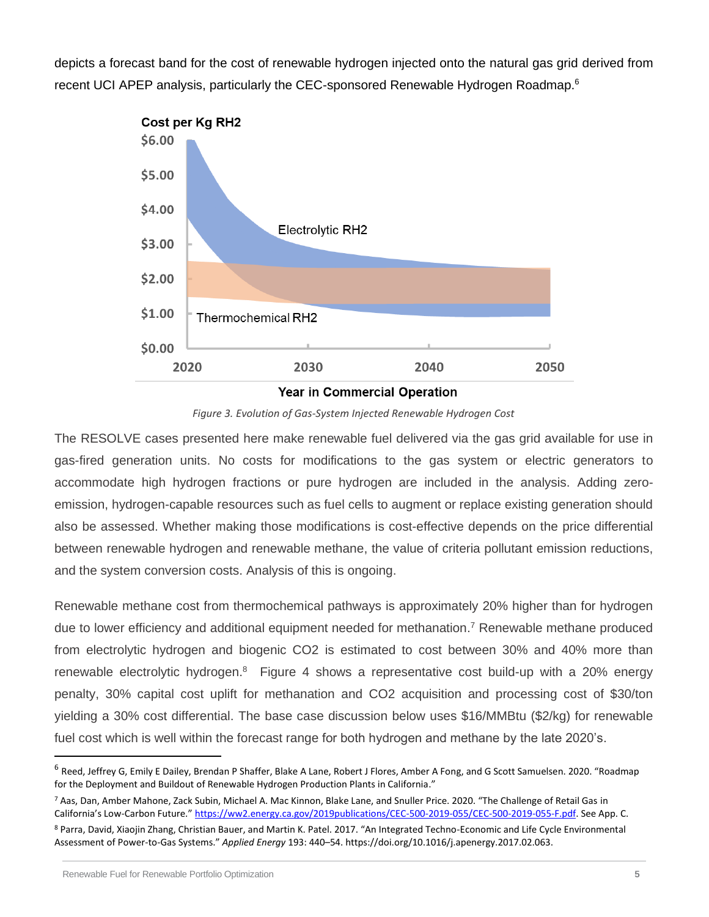depicts a forecast band for the cost of renewable hydrogen injected onto the natural gas grid derived from recent UCI APEP analysis, particularly the CEC-sponsored Renewable Hydrogen Roadmap.[6]

*Figure 3. Evolution of Gas-System Injected Renewable Hydrogen Cost*

The RESOLVE cases presented here make renewable fuel delivered via the gas grid available for use in gas-fired generation units. No costs for modifications to the gas system or electric generators to accommodate high hydrogen fractions or pure hydrogen are included in the analysis. Adding zero-emission, hydrogen-capable resources such as fuel cells to augment or replace existing generation should also be assessed. Whether making those modifications is cost-effective depends on the price differential between renewable hydrogen and renewable methane, the value of criteria pollutant emission reductions, and the system conversion costs. Analysis of this is ongoing.

Renewable methane cost from thermochemical pathways is approximately 20% higher than for hydrogen due to lower efficiency and additional equipment needed for methanation.[7] Renewable methane produced from electrolytic hydrogen and biogenic CO2 is estimated to cost between 30% and 40% more than renewable electrolytic hydrogen.[8] Figure 4 shows a representative cost build-up with a 20% energy penalty, 30% capital cost uplift for methanation and CO2 acquisition and processing cost of $30/ton yielding a 30% cost differential. The base case discussion below uses $16/MMBtu ($2/kg) for renewable fuel cost which is well within the forecast range for both hydrogen and methane by the late 2020's.

---

[6] Reed, Jeffrey G, Emily E Dailey, Brendan P Shaffer, Blake A Lane, Robert J Flores, Amber A Fong, and G Scott Samuelsen. 2020. "Roadmap for the Deployment and Buildout of Renewable Hydrogen Production Plants in California."

[7] Aas, Dan, Amber Mahone, Zack Subin, Michael A. Mac Kinnon, Blake Lane, and Snuller Price. 2020. "The Challenge of Retail Gas in California's Low-Carbon Future." https://ww2.energy.ca.gov/2019publications/CEC-500-2019-055/CEC-500-2019-055-F.pdf. See App. C.

[8] Parra, David, Xiaojin Zhang, Christian Bauer, and Martin K. Patel. 2017. "An Integrated Techno-Economic and Life Cycle Environmental Assessment of Power-to-Gas Systems." *Applied Energy* 193: 440–54. https://doi.org/10.1016/j.apenergy.2017.02.063.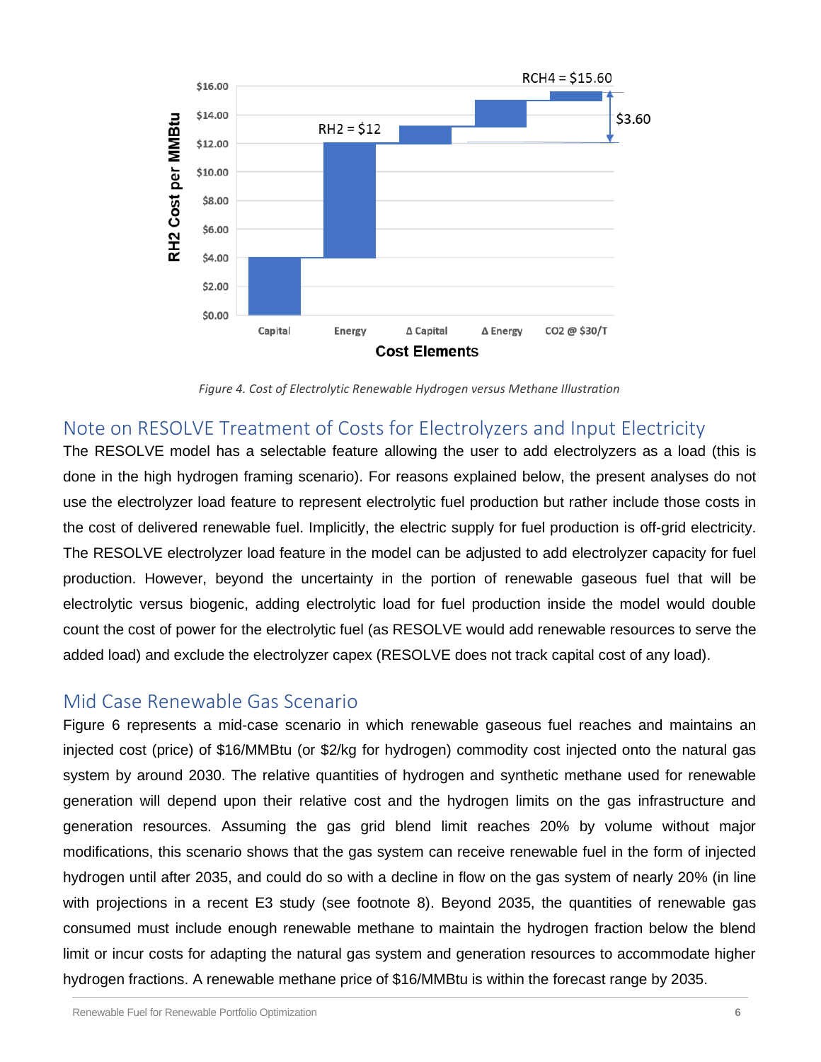Figure 4. Cost of Electrolytic Renewable Hydrogen versus Methane Illustration

## Note on RESOLVE Treatment of Costs for Electrolyzers and Input Electricity

The RESOLVE model has a selectable feature allowing the user to add electrolyzers as a load (this is done in the high hydrogen framing scenario). For reasons explained below, the present analyses do not use the electrolyzer load feature to represent electrolytic fuel production but rather include those costs in the cost of delivered renewable fuel. Implicitly, the electric supply for fuel production is off-grid electricity. The RESOLVE electrolyzer load feature in the model can be adjusted to add electrolyzer capacity for fuel production. However, beyond the uncertainty in the portion of renewable gaseous fuel that will be electrolytic versus biogenic, adding electrolytic load for fuel production inside the model would double count the cost of power for the electrolytic fuel (as RESOLVE would add renewable resources to serve the added load) and exclude the electrolyzer capex (RESOLVE does not track capital cost of any load).

## Mid Case Renewable Gas Scenario

Figure 6 represents a mid-case scenario in which renewable gaseous fuel reaches and maintains an injected cost (price) of $16/MMBtu (or $2/kg for hydrogen) commodity cost injected onto the natural gas system by around 2030. The relative quantities of hydrogen and synthetic methane used for renewable generation will depend upon their relative cost and the hydrogen limits on the gas infrastructure and generation resources. Assuming the gas grid blend limit reaches 20% by volume without major modifications, this scenario shows that the gas system can receive renewable fuel in the form of injected hydrogen until after 2035, and could do so with a decline in flow on the gas system of nearly 20% (in line with projections in a recent E3 study (see footnote 8). Beyond 2035, the quantities of renewable gas consumed must include enough renewable methane to maintain the hydrogen fraction below the blend limit or incur costs for adapting the natural gas system and generation resources to accommodate higher hydrogen fractions. A renewable methane price of $16/MMBtu is within the forecast range by 2035.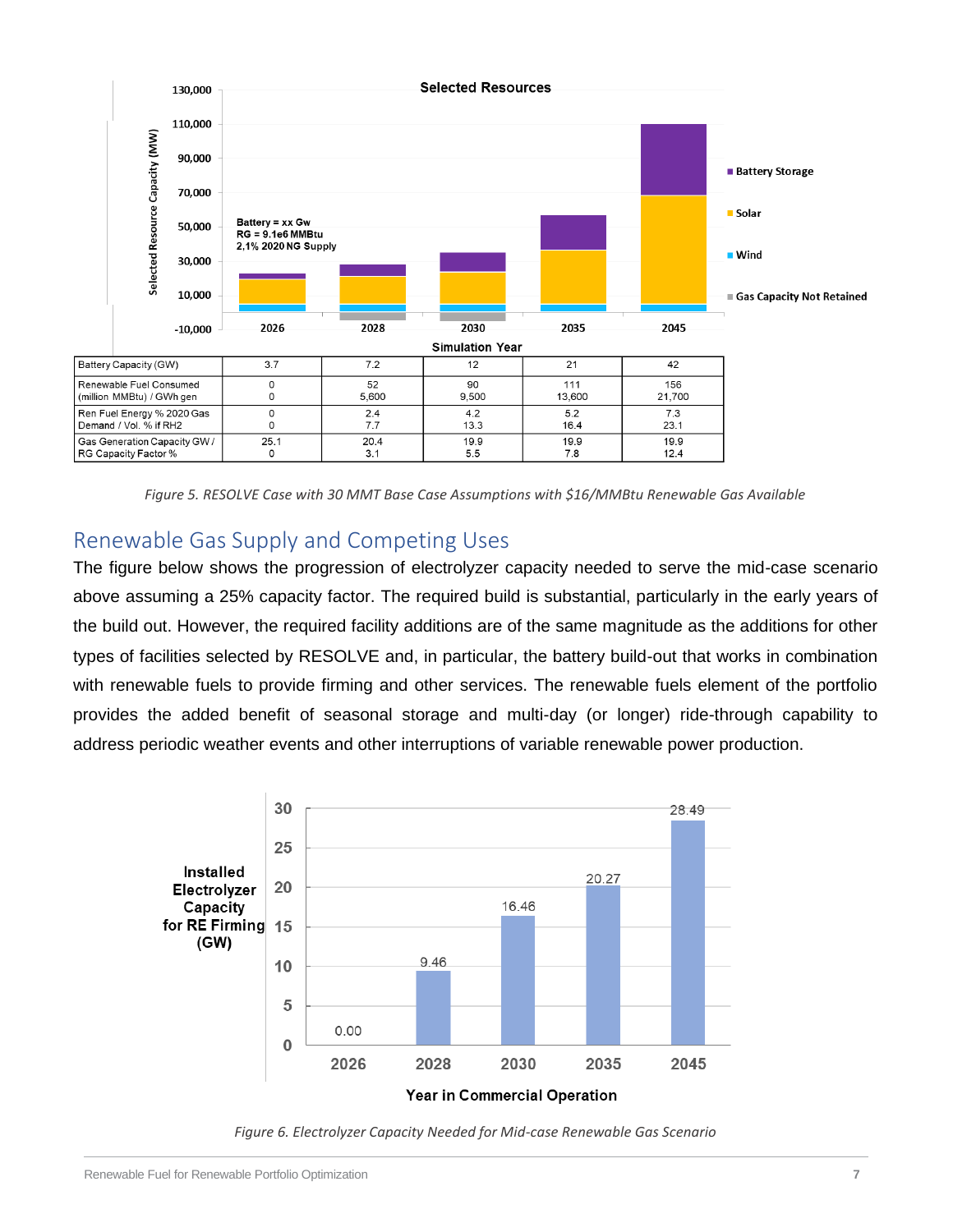| | 2026 | 2028 | 2030 | 2035 | 2045 |
|---|---|---|---|---|---|
| Battery Capacity (GW) | 3.7 | 7.2 | 12 | 21 | 42 |
| Renewable Fuel Consumed (million MMBtu) / GWh gen | 0<br>0 | 52<br>5,600 | 90<br>9,500 | 111<br>13,600 | 156<br>21,700 |
| Ren Fuel Energy % 2020 Gas Demand / Vol. % if RH2 | 0<br>0 | 2.4<br>7.7 | 4.2<br>13.3 | 5.2<br>16.4 | 7.3<br>23.1 |
| Gas Generation Capacity GW / RG Capacity Factor % | 25.1<br>0 | 20.4<br>3.1 | 19.9<br>5.5 | 19.9<br>7.8 | 19.9<br>12.4 |

*Figure 5. RESOLVE Case with 30 MMT Base Case Assumptions with $16/MMBtu Renewable Gas Available*

## Renewable Gas Supply and Competing Uses

The figure below shows the progression of electrolyzer capacity needed to serve the mid-case scenario above assuming a 25% capacity factor. The required build is substantial, particularly in the early years of the build out. However, the required facility additions are of the same magnitude as the additions for other types of facilities selected by RESOLVE and, in particular, the battery build-out that works in combination with renewable fuels to provide firming and other services. The renewable fuels element of the portfolio provides the added benefit of seasonal storage and multi-day (or longer) ride-through capability to address periodic weather events and other interruptions of variable renewable power production.

*Figure 6. Electrolyzer Capacity Needed for Mid-case Renewable Gas Scenario*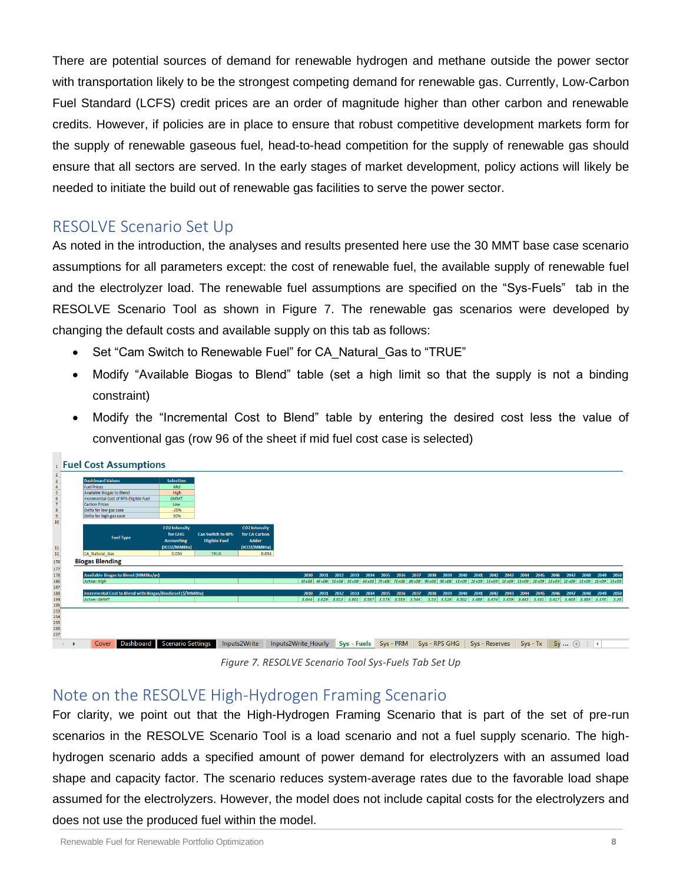There are potential sources of demand for renewable hydrogen and methane outside the power sector with transportation likely to be the strongest competing demand for renewable gas. Currently, Low-Carbon Fuel Standard (LCFS) credit prices are an order of magnitude higher than other carbon and renewable credits. However, if policies are in place to ensure that robust competitive development markets form for the supply of renewable gaseous fuel, head-to-head competition for the supply of renewable gas should ensure that all sectors are served. In the early stages of market development, policy actions will likely be needed to initiate the build out of renewable gas facilities to serve the power sector.

## RESOLVE Scenario Set Up

As noted in the introduction, the analyses and results presented here use the 30 MMT base case scenario assumptions for all parameters except: the cost of renewable fuel, the available supply of renewable fuel and the electrolyzer load. The renewable fuel assumptions are specified on the "Sys-Fuels" tab in the RESOLVE Scenario Tool as shown in Figure 7. The renewable gas scenarios were developed by changing the default costs and available supply on this tab as follows:

- Set "Cam Switch to Renewable Fuel" for CA_Natural_Gas to "TRUE"
- Modify "Available Biogas to Blend" table (set a high limit so that the supply is not a binding constraint)
- Modify the "Incremental Cost to Blend" table by entering the desired cost less the value of conventional gas (row 96 of the sheet if mid fuel cost case is selected)

**Fuel Cost Assumptions**

| Dashboard Values | Selection |
| --- | --- |
| Fuel Prices | Mid |
| Available Biogas to Blend | High |
| Incremental Cost of RPS-Eligible Fuel | 0MMT |
| Carbon Prices | Low |
| Delta for low gas case | -25% |
| Delta for high gas case | 50% |

| Fuel Type | CO2 Intensity for GHG Accounting (tCO2/MMBtu) | Can Switch to RPS-Eligible Fuel | CO2 Intensity for CA Carbon Adder (tCO2/MMBtu) |
| --- | --- | --- | --- |
| CA_Natural_Gas | 0.053 | TRUE | 0.053 |

**Biogas Blending**

| Available Biogas to Blend (MMBtu/yr) | 2030 | 2031 | 2032 | 2033 | 2034 | 2035 | 2036 | 2037 | 2038 | 2039 | 2040 | 2041 | 2042 | 2043 | 2044 | 2045 | 2046 | 2047 | 2048 | 2049 | 2050 |
| --- | --- | --- | --- | --- | --- | --- | --- | --- | --- | --- | --- | --- | --- | --- | --- | --- | --- | --- | --- | --- | --- |
| Active: High | 3E+08 | 4E+08 | 5E+08 | 5E+08 | 6E+08 | 7E+08 | 7E+08 | 8E+08 | 9E+08 | 9E+08 | 1E+09 | 1E+09 | 1E+09 | 1E+09 | 1E+09 | 1E+09 | 1E+09 | 1E+09 | 1E+09 | 1E+09 | 1E+09 |

| Incremental Cost to Blend with Biogas/Biodiesel ($/MMBtu) | 2030 | 2031 | 2032 | 2033 | 2034 | 2035 | 2036 | 2037 | 2038 | 2039 | 2040 | 2041 | 2042 | 2043 | 2044 | 2045 | 2046 | 2047 | 2048 | 2049 | 2050 |
| --- | --- | --- | --- | --- | --- | --- | --- | --- | --- | --- | --- | --- | --- | --- | --- | --- | --- | --- | --- | --- | --- |
| Active: 0MMT | 3.644 | 3.629 | 3.613 | 3.601 | 3.587 | 3.573 | 3.559 | 3.544 | 3.53 | 3.516 | 3.502 | 3.488 | 3.474 | 3.459 | 3.445 | 3.431 | 3.417 | 3.403 | 3.389 | 3.374 | 3.36 |

*Figure 7. RESOLVE Scenario Tool Sys-Fuels Tab Set Up*

## Note on the RESOLVE High-Hydrogen Framing Scenario

For clarity, we point out that the High-Hydrogen Framing Scenario that is part of the set of pre-run scenarios in the RESOLVE Scenario Tool is a load scenario and not a fuel supply scenario. The high-hydrogen scenario adds a specified amount of power demand for electrolyzers with an assumed load shape and capacity factor. The scenario reduces system-average rates due to the favorable load shape assumed for the electrolyzers. However, the model does not include capital costs for the electrolyzers and does not use the produced fuel within the model.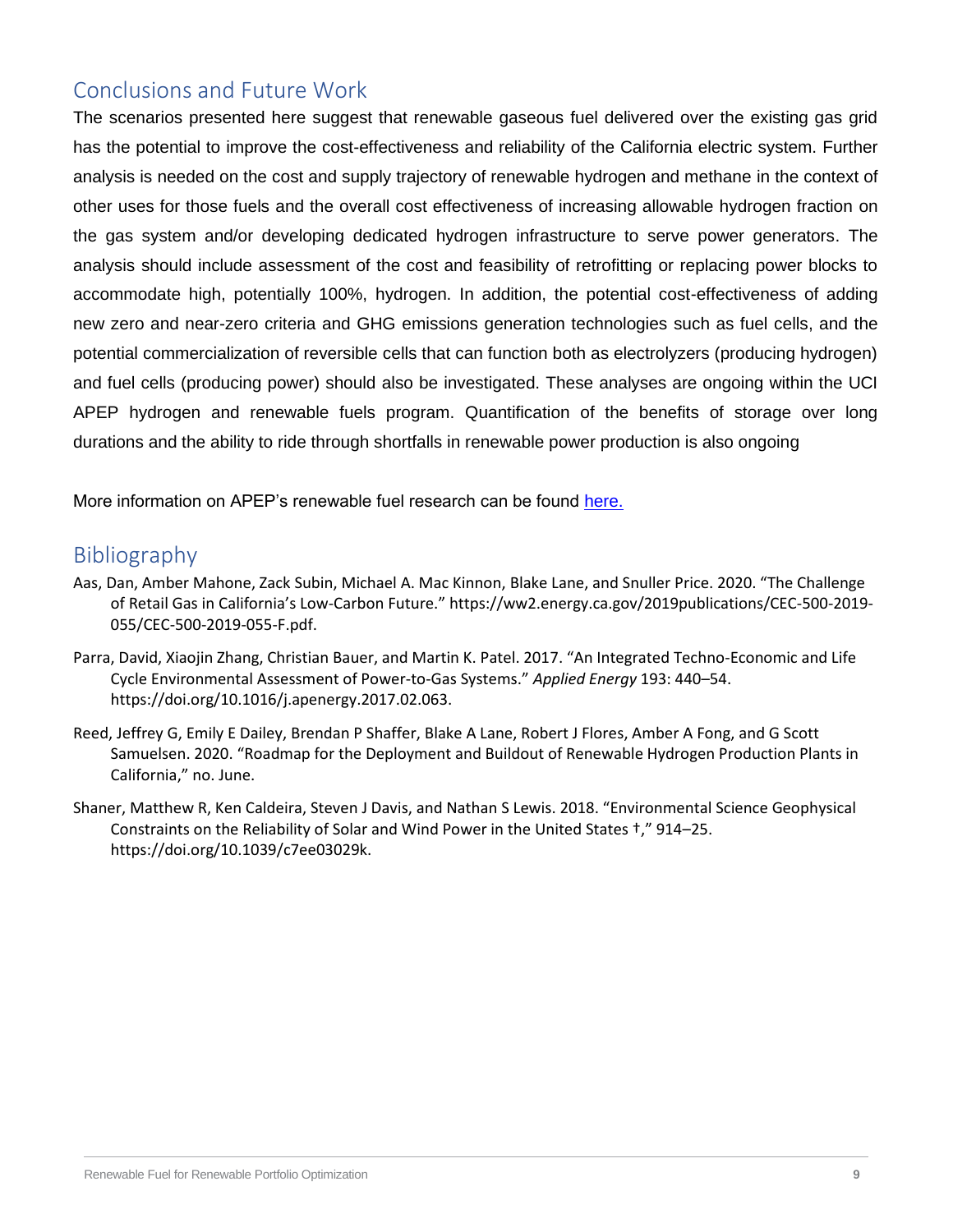## Conclusions and Future Work

The scenarios presented here suggest that renewable gaseous fuel delivered over the existing gas grid has the potential to improve the cost-effectiveness and reliability of the California electric system. Further analysis is needed on the cost and supply trajectory of renewable hydrogen and methane in the context of other uses for those fuels and the overall cost effectiveness of increasing allowable hydrogen fraction on the gas system and/or developing dedicated hydrogen infrastructure to serve power generators. The analysis should include assessment of the cost and feasibility of retrofitting or replacing power blocks to accommodate high, potentially 100%, hydrogen. In addition, the potential cost-effectiveness of adding new zero and near-zero criteria and GHG emissions generation technologies such as fuel cells, and the potential commercialization of reversible cells that can function both as electrolyzers (producing hydrogen) and fuel cells (producing power) should also be investigated. These analyses are ongoing within the UCI APEP hydrogen and renewable fuels program. Quantification of the benefits of storage over long durations and the ability to ride through shortfalls in renewable power production is also ongoing

More information on APEP's renewable fuel research can be found [here.]

## Bibliography

Aas, Dan, Amber Mahone, Zack Subin, Michael A. Mac Kinnon, Blake Lane, and Snuller Price. 2020. "The Challenge of Retail Gas in California's Low-Carbon Future." https://ww2.energy.ca.gov/2019publications/CEC-500-2019-055/CEC-500-2019-055-F.pdf.

Parra, David, Xiaojin Zhang, Christian Bauer, and Martin K. Patel. 2017. "An Integrated Techno-Economic and Life Cycle Environmental Assessment of Power-to-Gas Systems." *Applied Energy* 193: 440–54. https://doi.org/10.1016/j.apenergy.2017.02.063.

Reed, Jeffrey G, Emily E Dailey, Brendan P Shaffer, Blake A Lane, Robert J Flores, Amber A Fong, and G Scott Samuelsen. 2020. "Roadmap for the Deployment and Buildout of Renewable Hydrogen Production Plants in California," no. June.

Shaner, Matthew R, Ken Caldeira, Steven J Davis, and Nathan S Lewis. 2018. "Environmental Science Geophysical Constraints on the Reliability of Solar and Wind Power in the United States †," 914–25. https://doi.org/10.1039/c7ee03029k.